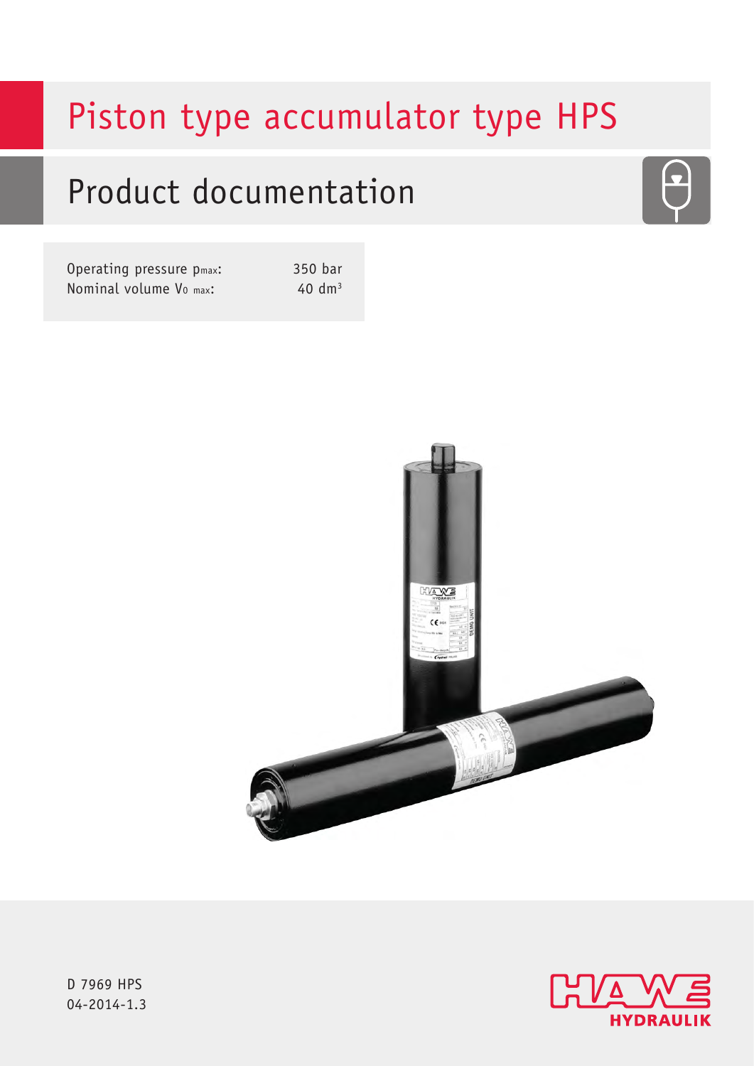# Piston type accumulator type HPS

## Product documentation

| | |
|---|---|
| Operating pressure $p_{max}$: | 350 bar |
| Nominal volume $V_{0\ max}$: | 40 $dm^3$ |

D 7969 HPS
04-2014-1.3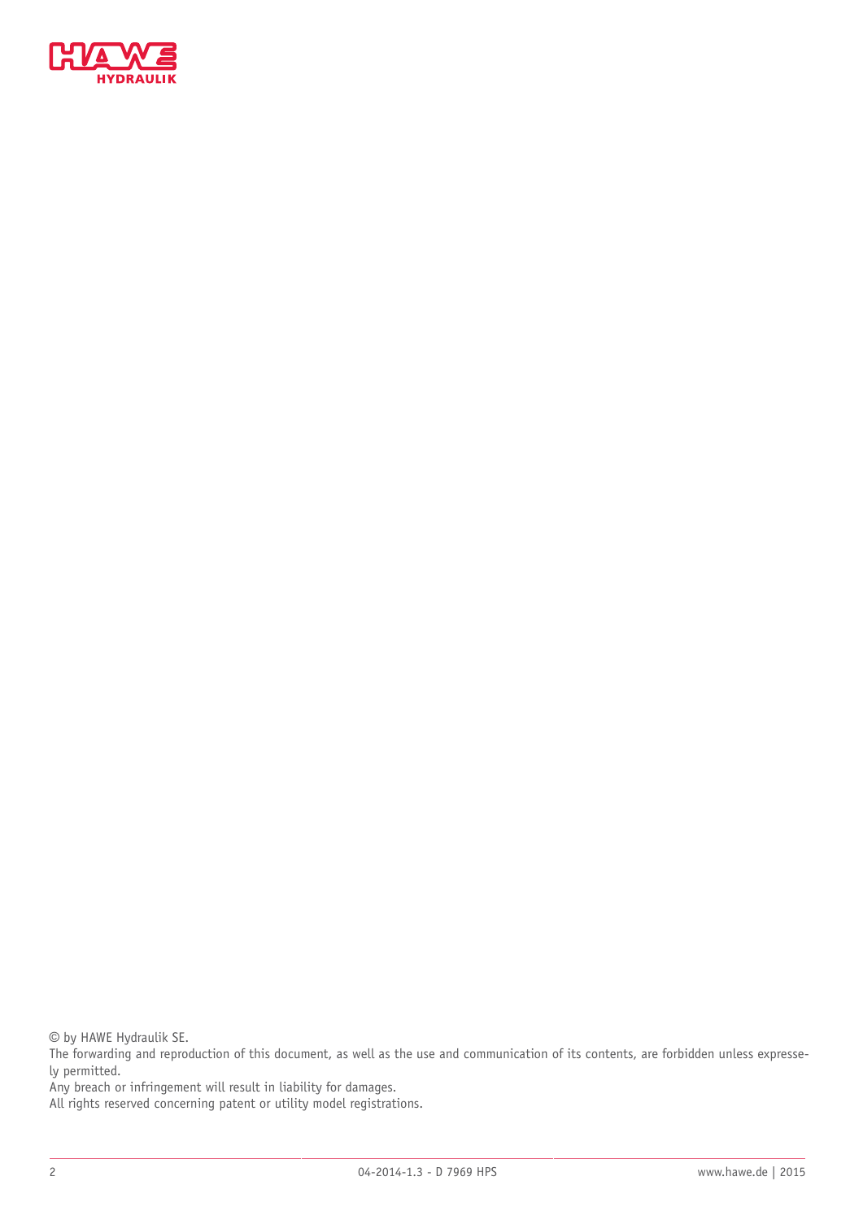© by HAWE Hydraulik SE.

The forwarding and reproduction of this document, as well as the use and communication of its contents, are forbidden unless expressely permitted.

Any breach or infringement will result in liability for damages.

All rights reserved concerning patent or utility model registrations.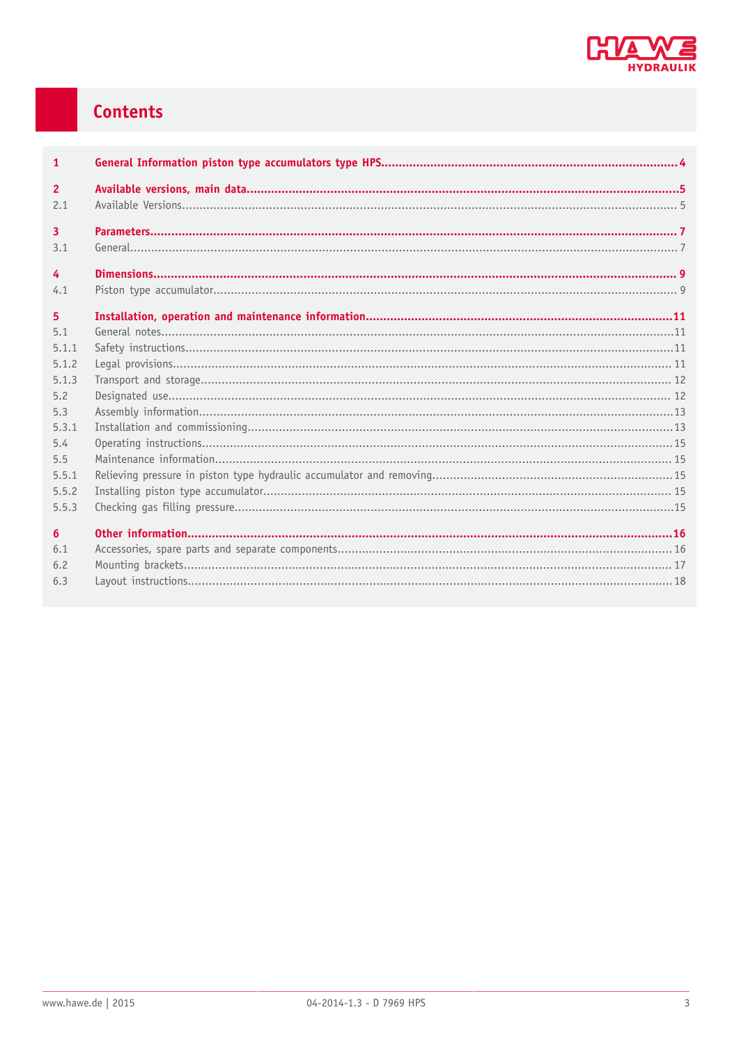# Contents

| | | |
|---|---|---|
| **1** | **General Information piston type accumulators type HPS** | **4** |
| **2** | **Available versions, main data** | **5** |
| 2.1 | Available Versions | 5 |
| **3** | **Parameters** | **7** |
| 3.1 | General | 7 |
| **4** | **Dimensions** | **9** |
| 4.1 | Piston type accumulator | 9 |
| **5** | **Installation, operation and maintenance information** | **11** |
| 5.1 | General notes | 11 |
| 5.1.1 | Safety instructions | 11 |
| 5.1.2 | Legal provisions | 11 |
| 5.1.3 | Transport and storage | 12 |
| 5.2 | Designated use | 12 |
| 5.3 | Assembly information | 13 |
| 5.3.1 | Installation and commissioning | 13 |
| 5.4 | Operating instructions | 15 |
| 5.5 | Maintenance information | 15 |
| 5.5.1 | Relieving pressure in piston type hydraulic accumulator and removing | 15 |
| 5.5.2 | Installing piston type accumulator | 15 |
| 5.5.3 | Checking gas filling pressure | 15 |
| **6** | **Other information** | **16** |
| 6.1 | Accessories, spare parts and separate components | 16 |
| 6.2 | Mounting brackets | 17 |
| 6.3 | Layout instructions | 18 |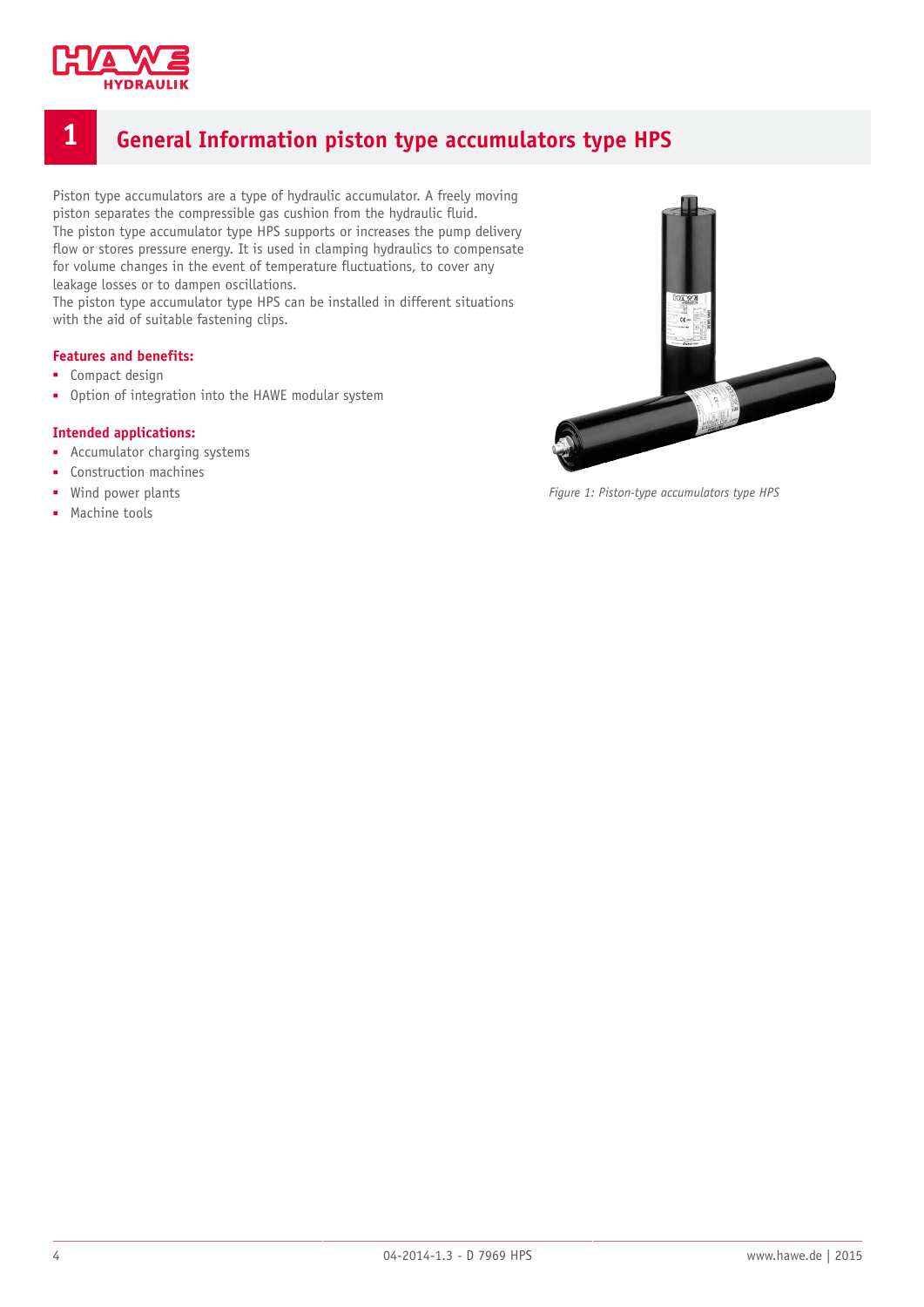# 1 General Information piston type accumulators type HPS

Piston type accumulators are a type of hydraulic accumulator. A freely moving piston separates the compressible gas cushion from the hydraulic fluid.
The piston type accumulator type HPS supports or increases the pump delivery flow or stores pressure energy. It is used in clamping hydraulics to compensate for volume changes in the event of temperature fluctuations, to cover any leakage losses or to dampen oscillations.
The piston type accumulator type HPS can be installed in different situations with the aid of suitable fastening clips.

**Features and benefits:**

- Compact design
- Option of integration into the HAWE modular system

**Intended applications:**

- Accumulator charging systems
- Construction machines
- Wind power plants
- Machine tools

*Figure 1: Piston-type accumulators type HPS*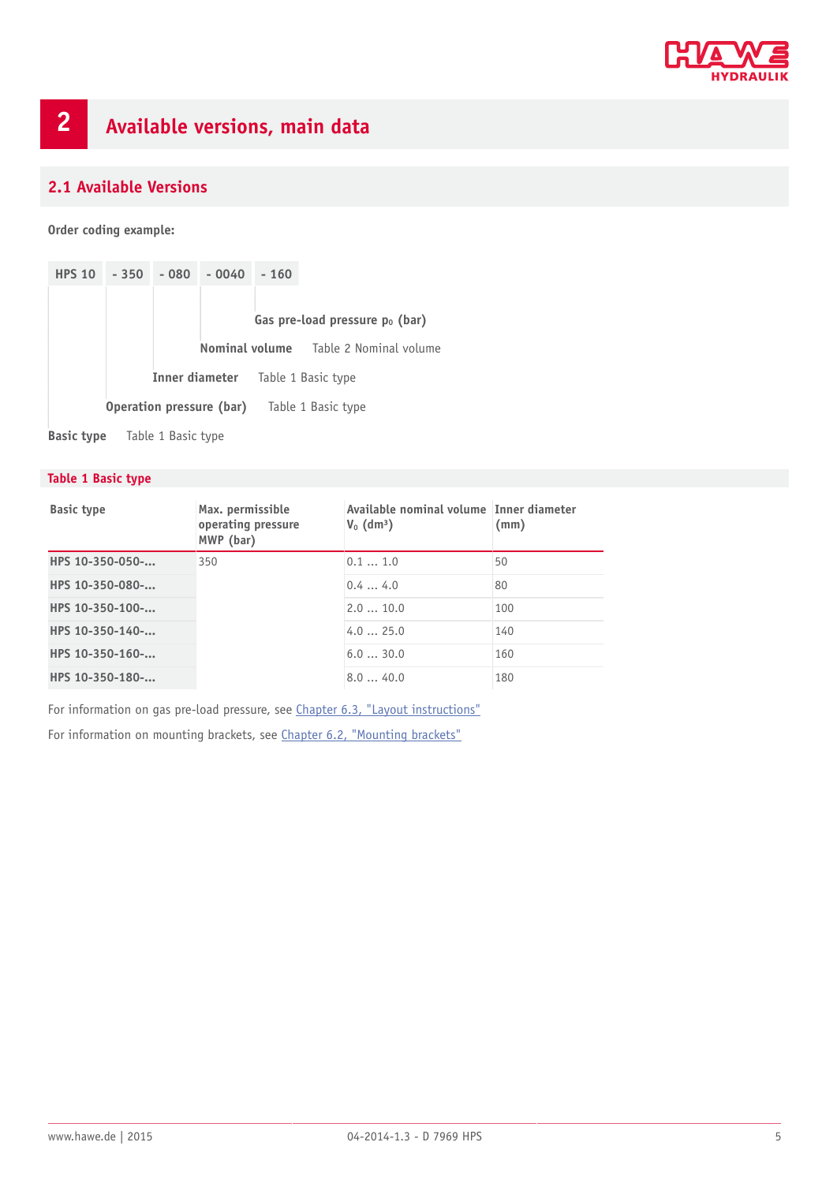# 2 Available versions, main data

## 2.1 Available Versions

**Order coding example:**

| HPS 10 | - 350 | - 080 | - 0040 | - 160 |
|---|---|---|---|---|

- **Gas pre-load pressure $p_0$ (bar)**
- **Nominal volume** Table 2 Nominal volume
- **Inner diameter** Table 1 Basic type
- **Operation pressure (bar)** Table 1 Basic type
- **Basic type** Table 1 Basic type

### Table 1 Basic type

| Basic type | Max. permissible operating pressure MWP (bar) | Available nominal volume $V_0$ (dm³) | Inner diameter (mm) |
|---|---|---|---|
| **HPS 10-350-050-...** | 350 | 0.1 ... 1.0 | 50 |
| **HPS 10-350-080-...** | | 0.4 ... 4.0 | 80 |
| **HPS 10-350-100-...** | | 2.0 ... 10.0 | 100 |
| **HPS 10-350-140-...** | | 4.0 ... 25.0 | 140 |
| **HPS 10-350-160-...** | | 6.0 ... 30.0 | 160 |
| **HPS 10-350-180-...** | | 8.0 ... 40.0 | 180 |

For information on gas pre-load pressure, see Chapter 6.3, "Layout instructions"

For information on mounting brackets, see Chapter 6.2, "Mounting brackets"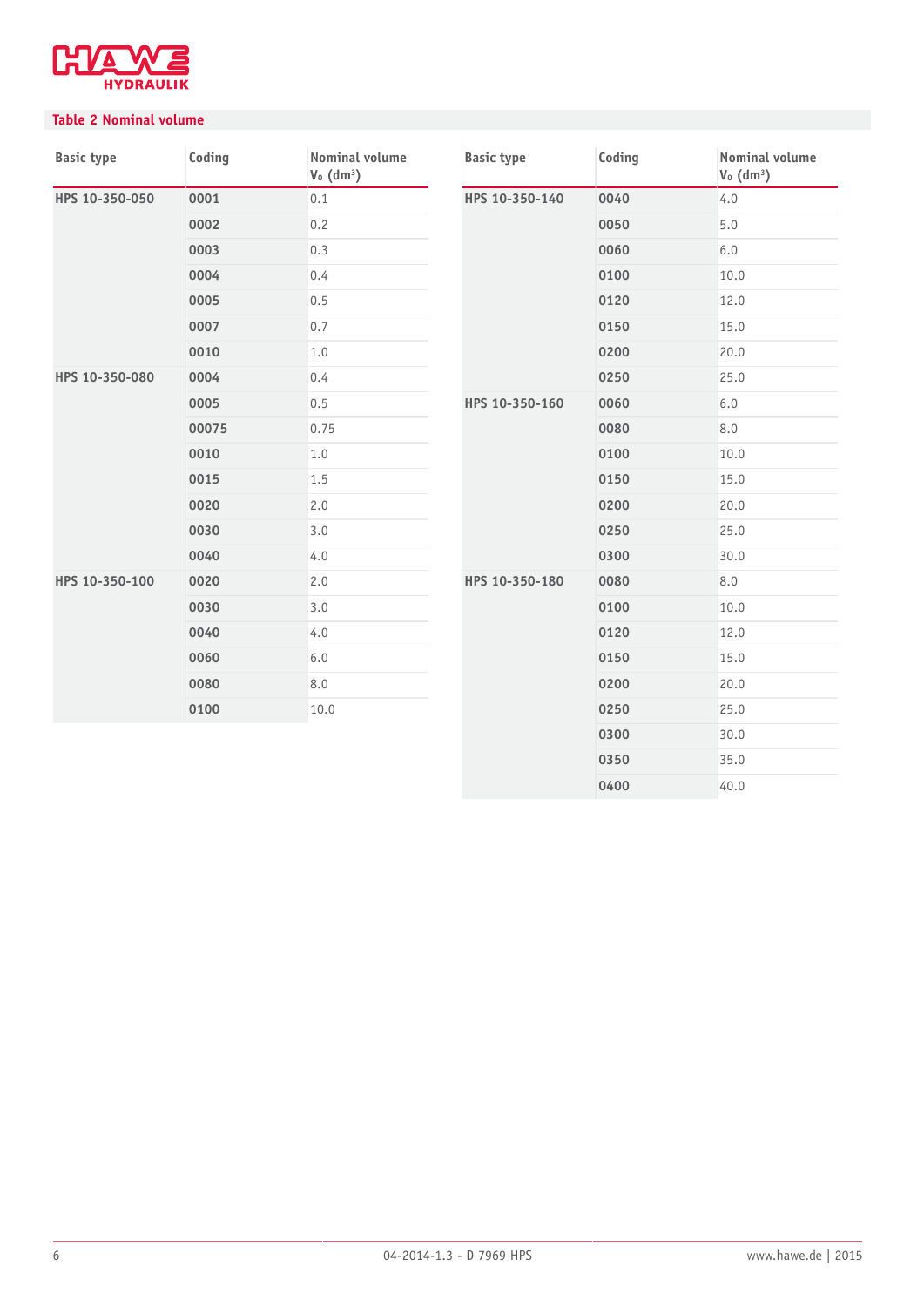### Table 2 Nominal volume

| Basic type | Coding | Nominal volume $V_0$ ($dm^3$) |
|---|---|---|
| HPS 10-350-050 | 0001 | 0.1 |
| | 0002 | 0.2 |
| | 0003 | 0.3 |
| | 0004 | 0.4 |
| | 0005 | 0.5 |
| | 0007 | 0.7 |
| | 0010 | 1.0 |
| HPS 10-350-080 | 0004 | 0.4 |
| | 0005 | 0.5 |
| | 00075 | 0.75 |
| | 0010 | 1.0 |
| | 0015 | 1.5 |
| | 0020 | 2.0 |
| | 0030 | 3.0 |
| | 0040 | 4.0 |
| HPS 10-350-100 | 0020 | 2.0 |
| | 0030 | 3.0 |
| | 0040 | 4.0 |
| | 0060 | 6.0 |
| | 0080 | 8.0 |
| | 0100 | 10.0 |

| Basic type | Coding | Nominal volume $V_0$ ($dm^3$) |
|---|---|---|
| HPS 10-350-140 | 0040 | 4.0 |
| | 0050 | 5.0 |
| | 0060 | 6.0 |
| | 0100 | 10.0 |
| | 0120 | 12.0 |
| | 0150 | 15.0 |
| | 0200 | 20.0 |
| | 0250 | 25.0 |
| HPS 10-350-160 | 0060 | 6.0 |
| | 0080 | 8.0 |
| | 0100 | 10.0 |
| | 0150 | 15.0 |
| | 0200 | 20.0 |
| | 0250 | 25.0 |
| | 0300 | 30.0 |
| HPS 10-350-180 | 0080 | 8.0 |
| | 0100 | 10.0 |
| | 0120 | 12.0 |
| | 0150 | 15.0 |
| | 0200 | 20.0 |
| | 0250 | 25.0 |
| | 0300 | 30.0 |
| | 0350 | 35.0 |
| | 0400 | 40.0 |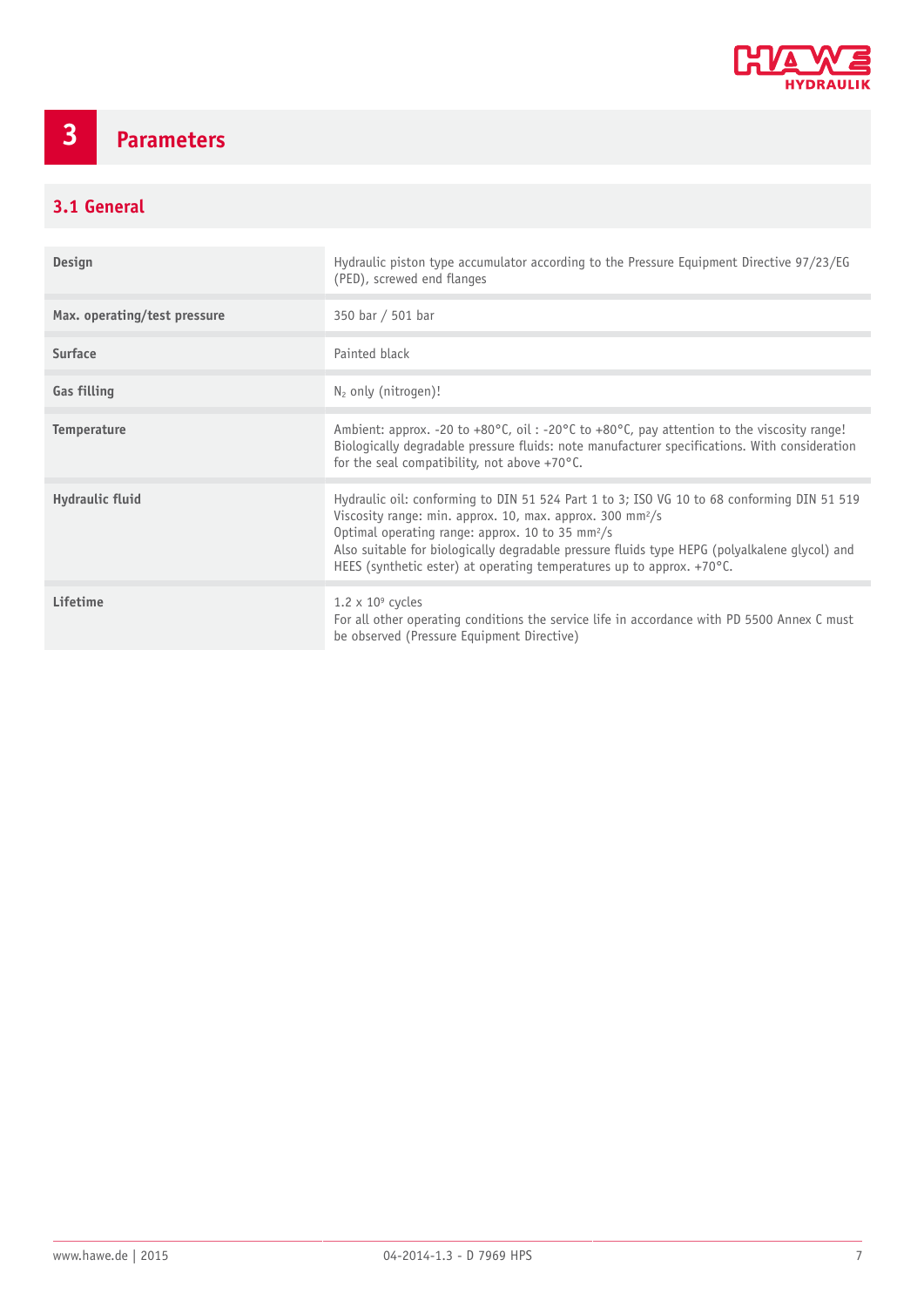# 3 Parameters

## 3.1 General

| | |
|---|---|
| **Design** | Hydraulic piston type accumulator according to the Pressure Equipment Directive 97/23/EG (PED), screwed end flanges |
| **Max. operating/test pressure** | 350 bar / 501 bar |
| **Surface** | Painted black |
| **Gas filling** | $N_2$ only (nitrogen)! |
| **Temperature** | Ambient: approx. -20 to +80°C, oil : -20°C to +80°C, pay attention to the viscosity range!<br>Biologically degradable pressure fluids: note manufacturer specifications. With consideration for the seal compatibility, not above +70°C. |
| **Hydraulic fluid** | Hydraulic oil: conforming to DIN 51 524 Part 1 to 3; ISO VG 10 to 68 conforming DIN 51 519<br>Viscosity range: min. approx. 10, max. approx. 300 $mm^2/s$<br>Optimal operating range: approx. 10 to 35 $mm^2/s$<br>Also suitable for biologically degradable pressure fluids type HEPG (polyalkalene glycol) and HEES (synthetic ester) at operating temperatures up to approx. +70°C. |
| **Lifetime** | $1.2 \times 10^9$ cycles<br>For all other operating conditions the service life in accordance with PD 5500 Annex C must be observed (Pressure Equipment Directive) |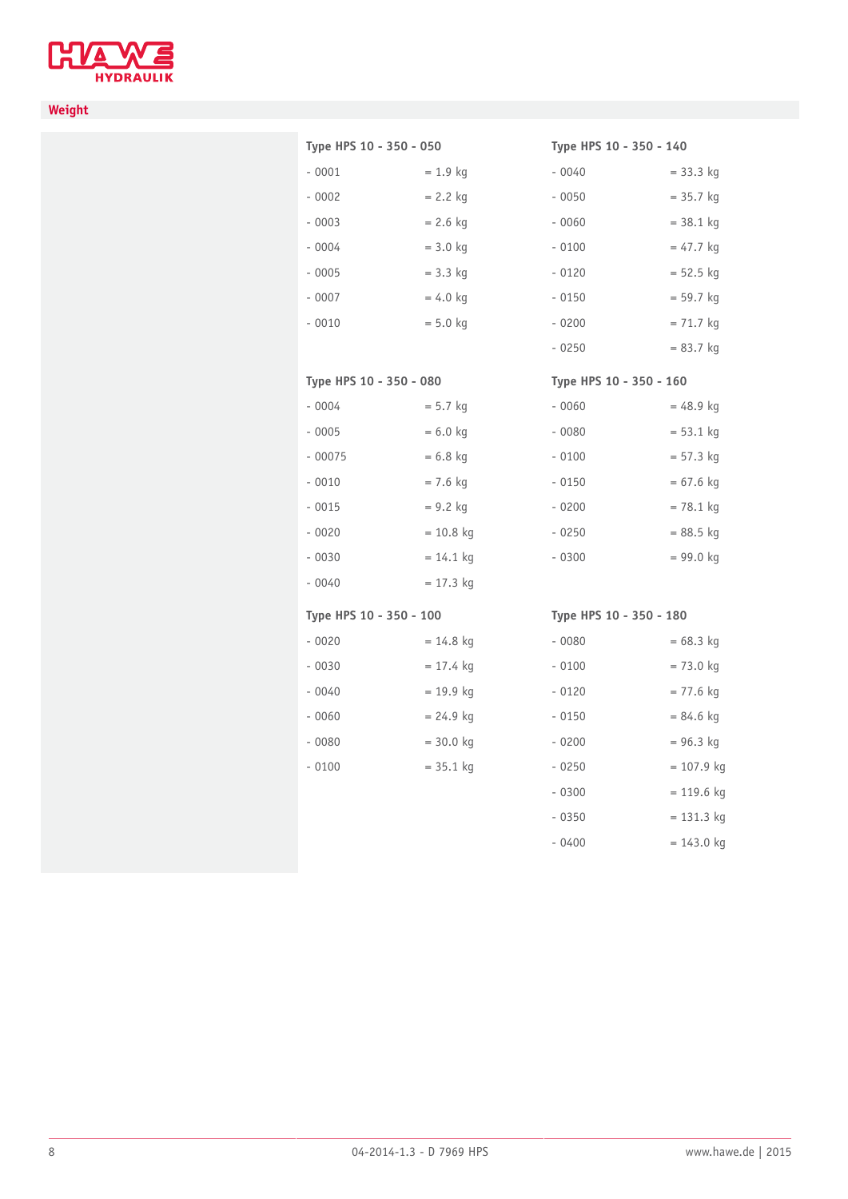## Weight

**Type HPS 10 - 350 - 050**

| | |
|---|---|
| - 0001 | = 1.9 kg |
| - 0002 | = 2.2 kg |
| - 0003 | = 2.6 kg |
| - 0004 | = 3.0 kg |
| - 0005 | = 3.3 kg |
| - 0007 | = 4.0 kg |
| - 0010 | = 5.0 kg |

**Type HPS 10 - 350 - 080**

| | |
|---|---|
| - 0004 | = 5.7 kg |
| - 0005 | = 6.0 kg |
| - 00075 | = 6.8 kg |
| - 0010 | = 7.6 kg |
| - 0015 | = 9.2 kg |
| - 0020 | = 10.8 kg |
| - 0030 | = 14.1 kg |
| - 0040 | = 17.3 kg |

**Type HPS 10 - 350 - 100**

| | |
|---|---|
| - 0020 | = 14.8 kg |
| - 0030 | = 17.4 kg |
| - 0040 | = 19.9 kg |
| - 0060 | = 24.9 kg |
| - 0080 | = 30.0 kg |
| - 0100 | = 35.1 kg |

**Type HPS 10 - 350 - 140**

| | |
|---|---|
| - 0040 | = 33.3 kg |
| - 0050 | = 35.7 kg |
| - 0060 | = 38.1 kg |
| - 0100 | = 47.7 kg |
| - 0120 | = 52.5 kg |
| - 0150 | = 59.7 kg |
| - 0200 | = 71.7 kg |
| - 0250 | = 83.7 kg |

**Type HPS 10 - 350 - 160**

| | |
|---|---|
| - 0060 | = 48.9 kg |
| - 0080 | = 53.1 kg |
| - 0100 | = 57.3 kg |
| - 0150 | = 67.6 kg |
| - 0200 | = 78.1 kg |
| - 0250 | = 88.5 kg |
| - 0300 | = 99.0 kg |

**Type HPS 10 - 350 - 180**

| | |
|---|---|
| - 0080 | = 68.3 kg |
| - 0100 | = 73.0 kg |
| - 0120 | = 77.6 kg |
| - 0150 | = 84.6 kg |
| - 0200 | = 96.3 kg |
| - 0250 | = 107.9 kg |
| - 0300 | = 119.6 kg |
| - 0350 | = 131.3 kg |
| - 0400 | = 143.0 kg |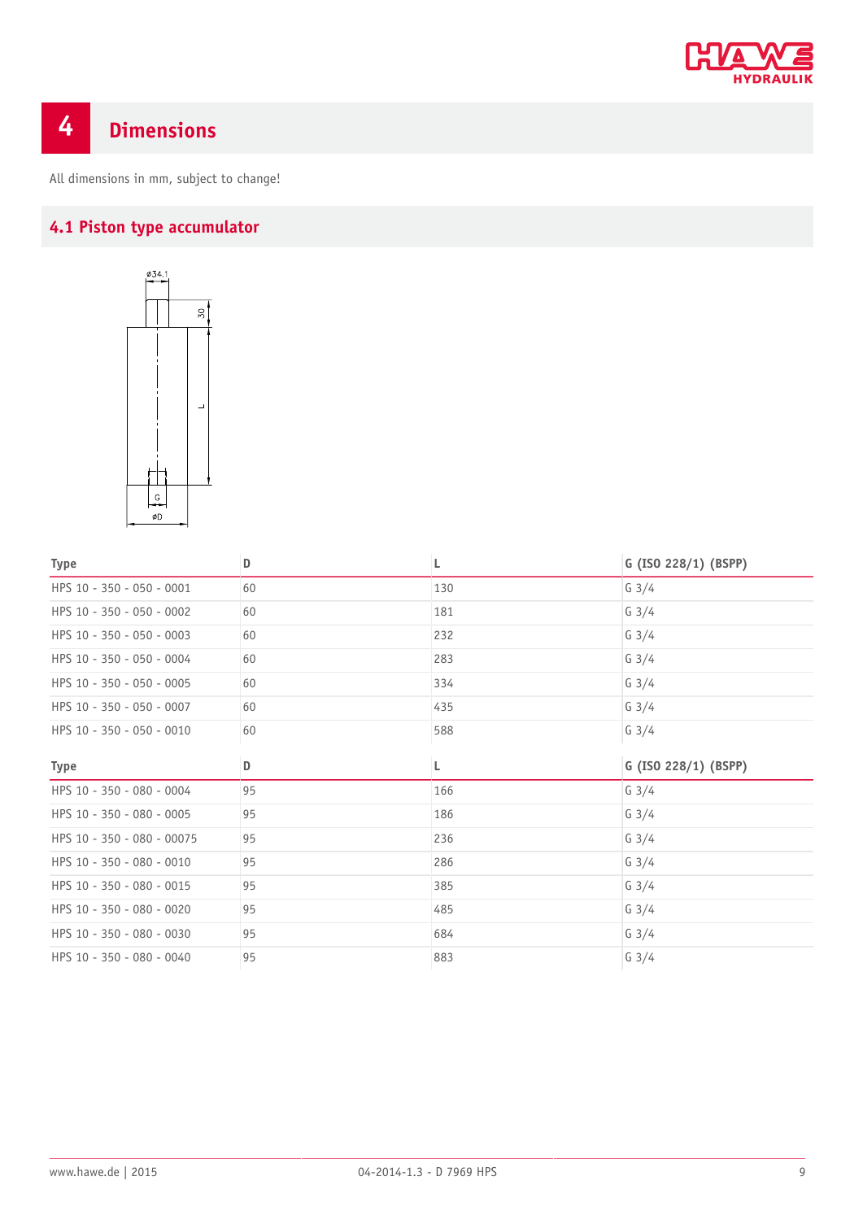# 4 Dimensions

All dimensions in mm, subject to change!

## 4.1 Piston type accumulator

| Type | D | L | G (ISO 228/1) (BSPP) |
|---|---|---|---|
| HPS 10 - 350 - 050 - 0001 | 60 | 130 | G 3/4 |
| HPS 10 - 350 - 050 - 0002 | 60 | 181 | G 3/4 |
| HPS 10 - 350 - 050 - 0003 | 60 | 232 | G 3/4 |
| HPS 10 - 350 - 050 - 0004 | 60 | 283 | G 3/4 |
| HPS 10 - 350 - 050 - 0005 | 60 | 334 | G 3/4 |
| HPS 10 - 350 - 050 - 0007 | 60 | 435 | G 3/4 |
| HPS 10 - 350 - 050 - 0010 | 60 | 588 | G 3/4 |

| Type | D | L | G (ISO 228/1) (BSPP) |
|---|---|---|---|
| HPS 10 - 350 - 080 - 0004 | 95 | 166 | G 3/4 |
| HPS 10 - 350 - 080 - 0005 | 95 | 186 | G 3/4 |
| HPS 10 - 350 - 080 - 00075 | 95 | 236 | G 3/4 |
| HPS 10 - 350 - 080 - 0010 | 95 | 286 | G 3/4 |
| HPS 10 - 350 - 080 - 0015 | 95 | 385 | G 3/4 |
| HPS 10 - 350 - 080 - 0020 | 95 | 485 | G 3/4 |
| HPS 10 - 350 - 080 - 0030 | 95 | 684 | G 3/4 |
| HPS 10 - 350 - 080 - 0040 | 95 | 883 | G 3/4 |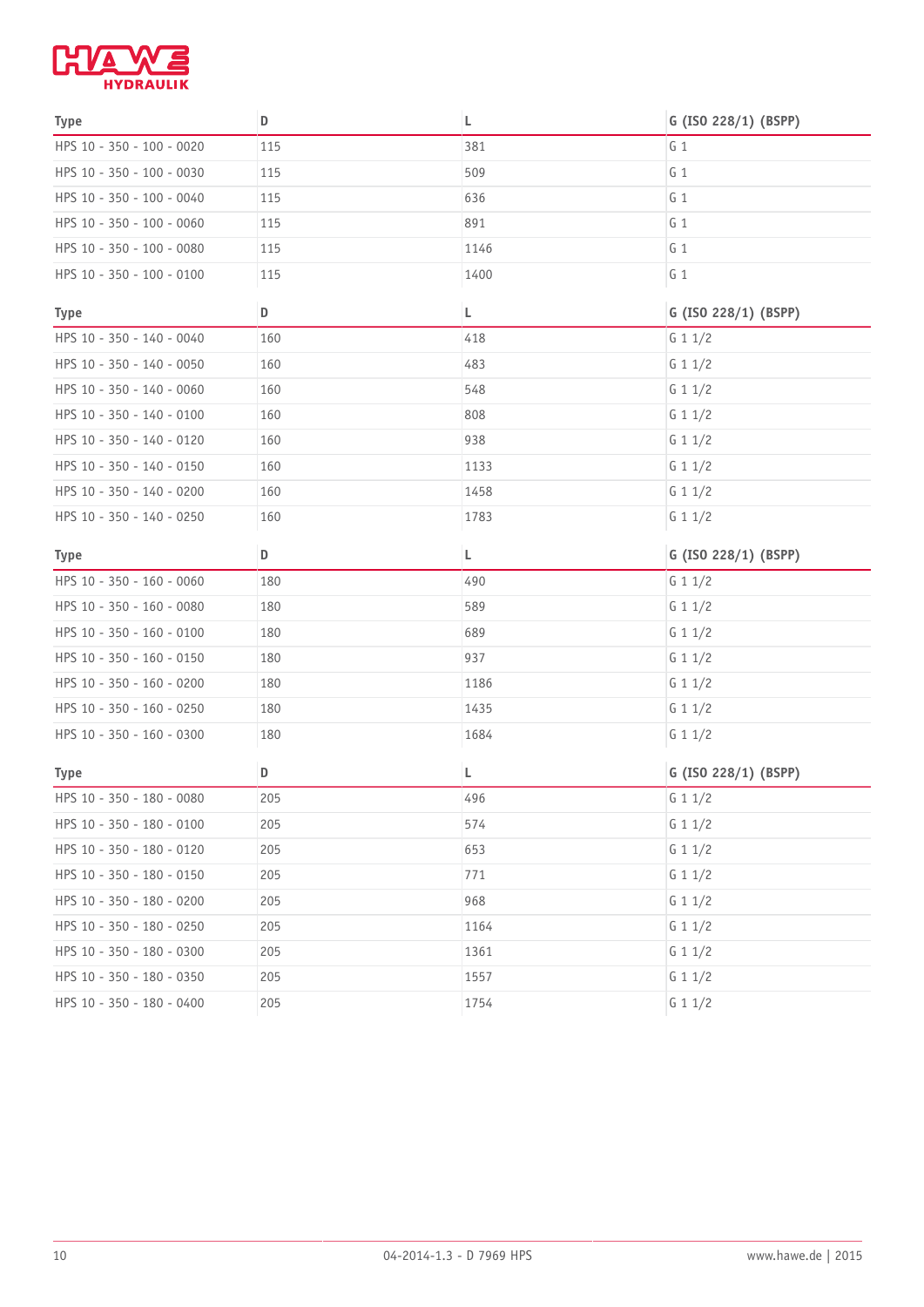| Type | D | L | G (ISO 228/1) (BSPP) |
|---|---|---|---|
| HPS 10 - 350 - 100 - 0020 | 115 | 381 | G 1 |
| HPS 10 - 350 - 100 - 0030 | 115 | 509 | G 1 |
| HPS 10 - 350 - 100 - 0040 | 115 | 636 | G 1 |
| HPS 10 - 350 - 100 - 0060 | 115 | 891 | G 1 |
| HPS 10 - 350 - 100 - 0080 | 115 | 1146 | G 1 |
| HPS 10 - 350 - 100 - 0100 | 115 | 1400 | G 1 |

| Type | D | L | G (ISO 228/1) (BSPP) |
|---|---|---|---|
| HPS 10 - 350 - 140 - 0040 | 160 | 418 | G 1 1/2 |
| HPS 10 - 350 - 140 - 0050 | 160 | 483 | G 1 1/2 |
| HPS 10 - 350 - 140 - 0060 | 160 | 548 | G 1 1/2 |
| HPS 10 - 350 - 140 - 0100 | 160 | 808 | G 1 1/2 |
| HPS 10 - 350 - 140 - 0120 | 160 | 938 | G 1 1/2 |
| HPS 10 - 350 - 140 - 0150 | 160 | 1133 | G 1 1/2 |
| HPS 10 - 350 - 140 - 0200 | 160 | 1458 | G 1 1/2 |
| HPS 10 - 350 - 140 - 0250 | 160 | 1783 | G 1 1/2 |

| Type | D | L | G (ISO 228/1) (BSPP) |
|---|---|---|---|
| HPS 10 - 350 - 160 - 0060 | 180 | 490 | G 1 1/2 |
| HPS 10 - 350 - 160 - 0080 | 180 | 589 | G 1 1/2 |
| HPS 10 - 350 - 160 - 0100 | 180 | 689 | G 1 1/2 |
| HPS 10 - 350 - 160 - 0150 | 180 | 937 | G 1 1/2 |
| HPS 10 - 350 - 160 - 0200 | 180 | 1186 | G 1 1/2 |
| HPS 10 - 350 - 160 - 0250 | 180 | 1435 | G 1 1/2 |
| HPS 10 - 350 - 160 - 0300 | 180 | 1684 | G 1 1/2 |

| Type | D | L | G (ISO 228/1) (BSPP) |
|---|---|---|---|
| HPS 10 - 350 - 180 - 0080 | 205 | 496 | G 1 1/2 |
| HPS 10 - 350 - 180 - 0100 | 205 | 574 | G 1 1/2 |
| HPS 10 - 350 - 180 - 0120 | 205 | 653 | G 1 1/2 |
| HPS 10 - 350 - 180 - 0150 | 205 | 771 | G 1 1/2 |
| HPS 10 - 350 - 180 - 0200 | 205 | 968 | G 1 1/2 |
| HPS 10 - 350 - 180 - 0250 | 205 | 1164 | G 1 1/2 |
| HPS 10 - 350 - 180 - 0300 | 205 | 1361 | G 1 1/2 |
| HPS 10 - 350 - 180 - 0350 | 205 | 1557 | G 1 1/2 |
| HPS 10 - 350 - 180 - 0400 | 205 | 1754 | G 1 1/2 |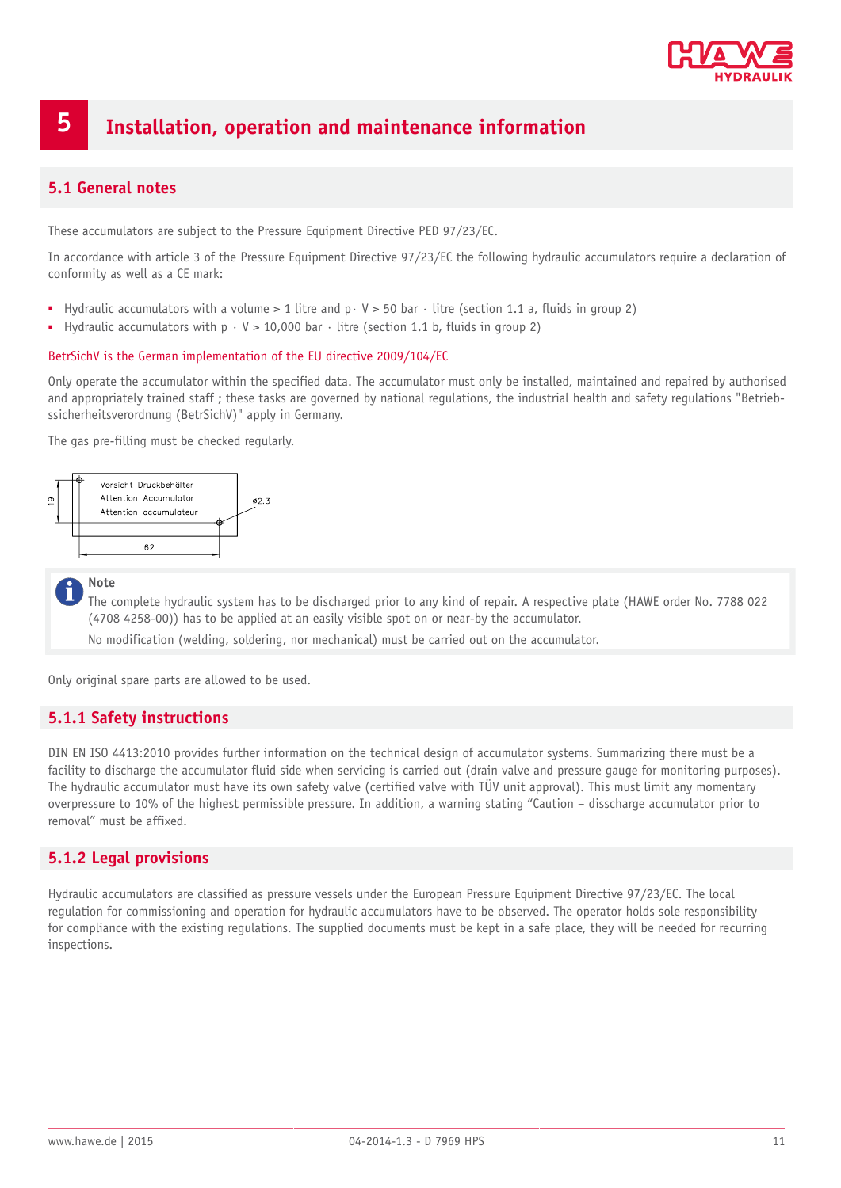# 5 Installation, operation and maintenance information

## 5.1 General notes

These accumulators are subject to the Pressure Equipment Directive PED 97/23/EC.

In accordance with article 3 of the Pressure Equipment Directive 97/23/EC the following hydraulic accumulators require a declaration of conformity as well as a CE mark:

- Hydraulic accumulators with a volume > 1 litre and p · V > 50 bar · litre (section 1.1 a, fluids in group 2)
- Hydraulic accumulators with p · V > 10,000 bar · litre (section 1.1 b, fluids in group 2)

BetrSichV is the German implementation of the EU directive 2009/104/EC

Only operate the accumulator within the specified data. The accumulator must only be installed, maintained and repaired by authorised and appropriately trained staff ; these tasks are governed by national regulations, the industrial health and safety regulations "Betriebssicherheitsverordnung (BetrSichV)" apply in Germany.

The gas pre-filling must be checked regularly.

Vorsicht Druckbehälter
Attention Accumulator
Attention accumulateur

19 | 62 | ø2.3

**Note**
The complete hydraulic system has to be discharged prior to any kind of repair. A respective plate (HAWE order No. 7788 022 (4708 4258-00)) has to be applied at an easily visible spot on or near-by the accumulator.
No modification (welding, soldering, nor mechanical) must be carried out on the accumulator.

Only original spare parts are allowed to be used.

### 5.1.1 Safety instructions

DIN EN ISO 4413:2010 provides further information on the technical design of accumulator systems. Summarizing there must be a facility to discharge the accumulator fluid side when servicing is carried out (drain valve and pressure gauge for monitoring purposes). The hydraulic accumulator must have its own safety valve (certified valve with TÜV unit approval). This must limit any momentary overpressure to 10% of the highest permissible pressure. In addition, a warning stating "Caution – disscharge accumulator prior to removal" must be affixed.

### 5.1.2 Legal provisions

Hydraulic accumulators are classified as pressure vessels under the European Pressure Equipment Directive 97/23/EC. The local regulation for commissioning and operation for hydraulic accumulators have to be observed. The operator holds sole responsibility for compliance with the existing regulations. The supplied documents must be kept in a safe place, they will be needed for recurring inspections.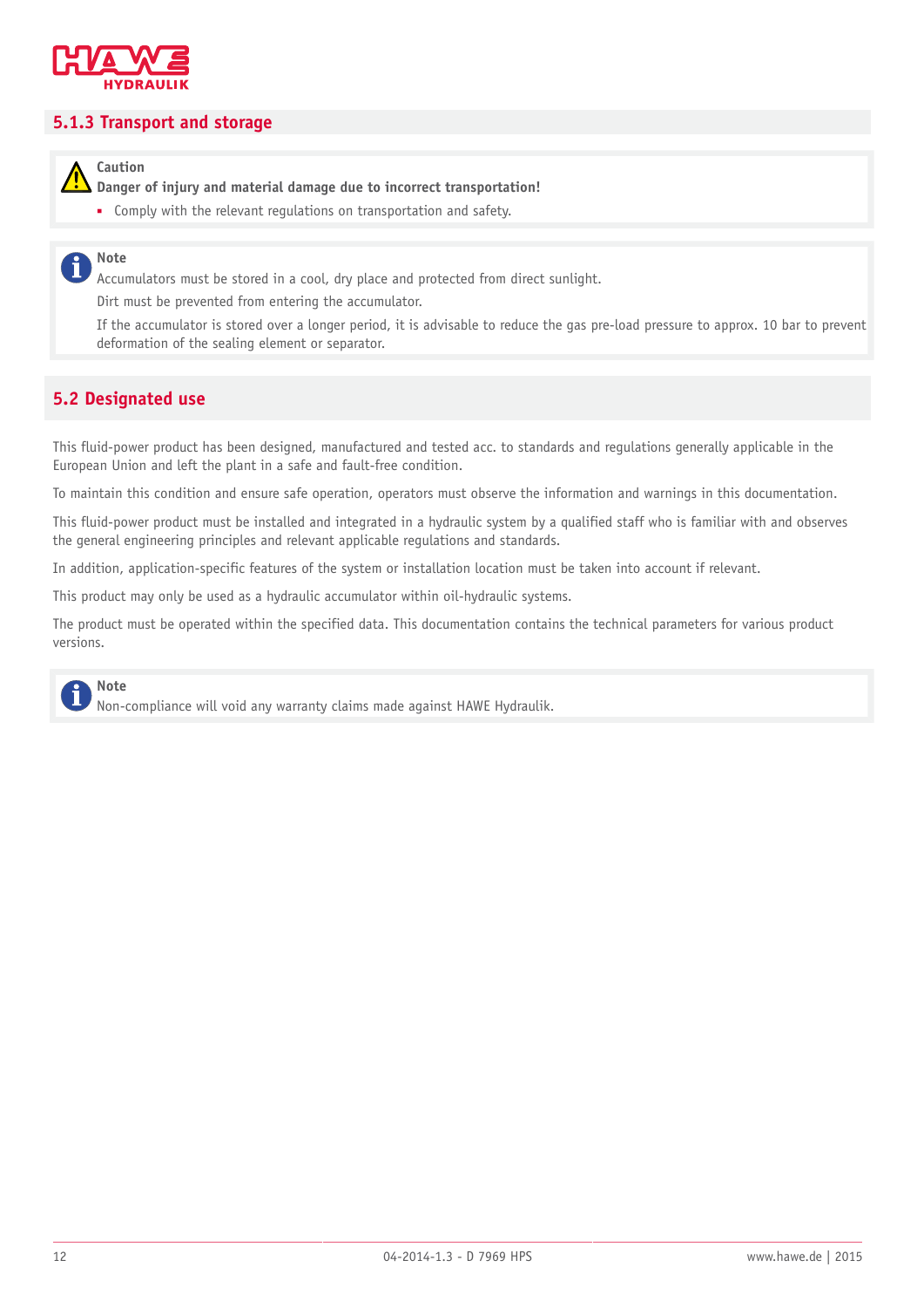### 5.1.3 Transport and storage

**Caution**
**Danger of injury and material damage due to incorrect transportation!**

- Comply with the relevant regulations on transportation and safety.

**Note**
Accumulators must be stored in a cool, dry place and protected from direct sunlight.

Dirt must be prevented from entering the accumulator.

If the accumulator is stored over a longer period, it is advisable to reduce the gas pre-load pressure to approx. 10 bar to prevent deformation of the sealing element or separator.

## 5.2 Designated use

This fluid-power product has been designed, manufactured and tested acc. to standards and regulations generally applicable in the European Union and left the plant in a safe and fault-free condition.

To maintain this condition and ensure safe operation, operators must observe the information and warnings in this documentation.

This fluid-power product must be installed and integrated in a hydraulic system by a qualified staff who is familiar with and observes the general engineering principles and relevant applicable regulations and standards.

In addition, application-specific features of the system or installation location must be taken into account if relevant.

This product may only be used as a hydraulic accumulator within oil-hydraulic systems.

The product must be operated within the specified data. This documentation contains the technical parameters for various product versions.

**Note**
Non-compliance will void any warranty claims made against HAWE Hydraulik.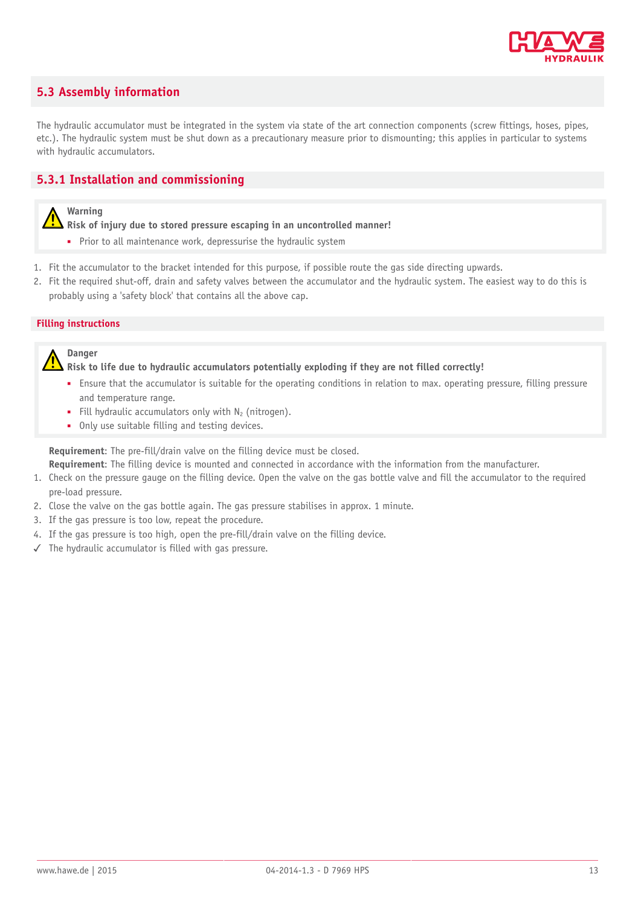## 5.3 Assembly information

The hydraulic accumulator must be integrated in the system via state of the art connection components (screw fittings, hoses, pipes, etc.). The hydraulic system must be shut down as a precautionary measure prior to dismounting; this applies in particular to systems with hydraulic accumulators.

### 5.3.1 Installation and commissioning

> **Warning**
> **Risk of injury due to stored pressure escaping in an uncontrolled manner!**
> - Prior to all maintenance work, depressurise the hydraulic system

1. Fit the accumulator to the bracket intended for this purpose, if possible route the gas side directing upwards.
2. Fit the required shut-off, drain and safety valves between the accumulator and the hydraulic system. The easiest way to do this is probably using a 'safety block' that contains all the above cap.

#### Filling instructions

> **Danger**
> **Risk to life due to hydraulic accumulators potentially exploding if they are not filled correctly!**
> - Ensure that the accumulator is suitable for the operating conditions in relation to max. operating pressure, filling pressure and temperature range.
> - Fill hydraulic accumulators only with $N_2$ (nitrogen).
> - Only use suitable filling and testing devices.

**Requirement**: The pre-fill/drain valve on the filling device must be closed.
**Requirement**: The filling device is mounted and connected in accordance with the information from the manufacturer.

1. Check on the pressure gauge on the filling device. Open the valve on the gas bottle valve and fill the accumulator to the required pre-load pressure.
2. Close the valve on the gas bottle again. The gas pressure stabilises in approx. 1 minute.
3. If the gas pressure is too low, repeat the procedure.
4. If the gas pressure is too high, open the pre-fill/drain valve on the filling device.

✓ The hydraulic accumulator is filled with gas pressure.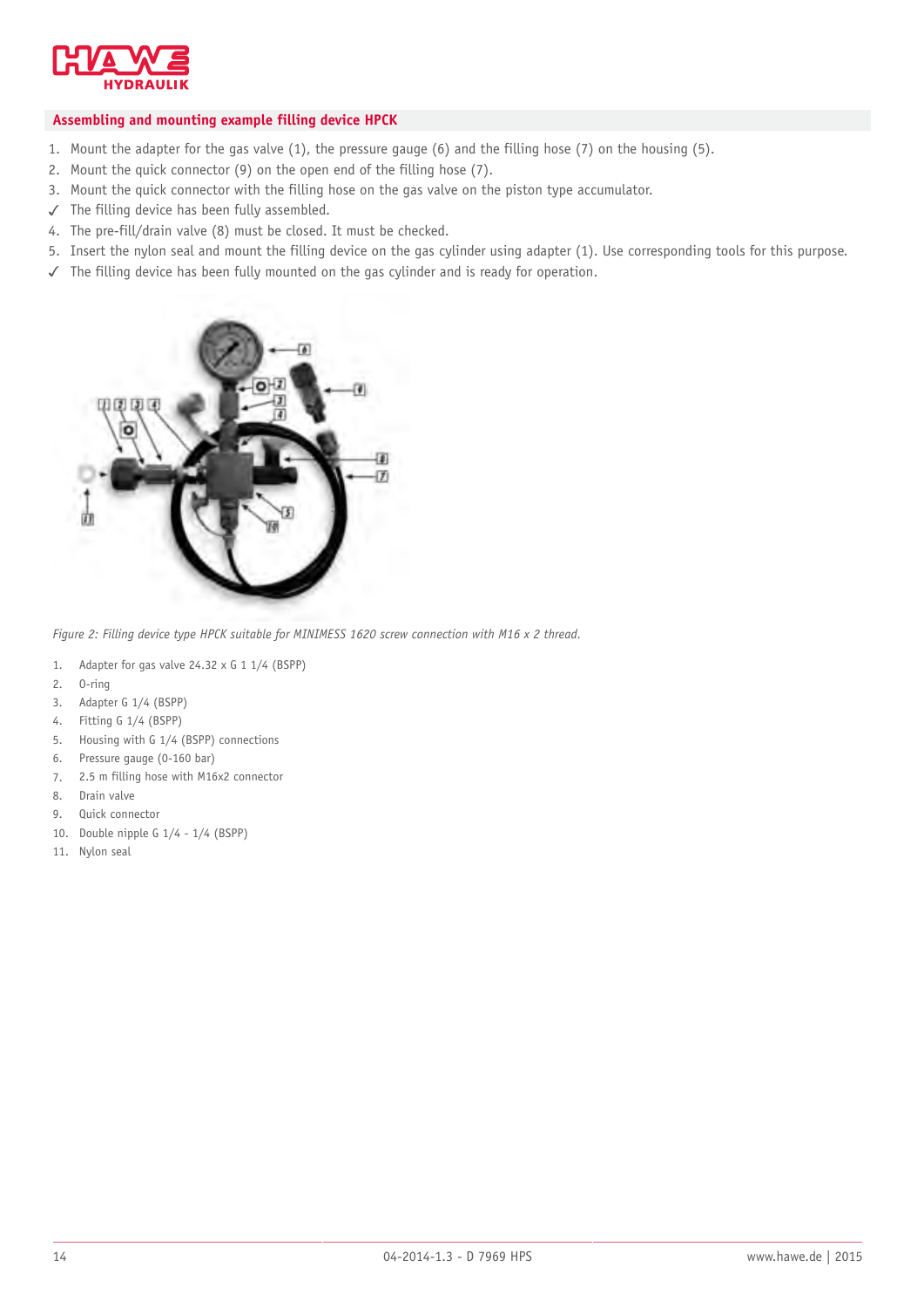## Assembling and mounting example filling device HPCK

1. Mount the adapter for the gas valve (1), the pressure gauge (6) and the filling hose (7) on the housing (5).
2. Mount the quick connector (9) on the open end of the filling hose (7).
3. Mount the quick connector with the filling hose on the gas valve on the piston type accumulator.

✓ The filling device has been fully assembled.

4. The pre-fill/drain valve (8) must be closed. It must be checked.
5. Insert the nylon seal and mount the filling device on the gas cylinder using adapter (1). Use corresponding tools for this purpose.

✓ The filling device has been fully mounted on the gas cylinder and is ready for operation.

*Figure 2: Filling device type HPCK suitable for MINIMESS 1620 screw connection with M16 x 2 thread.*

1. Adapter for gas valve 24.32 x G 1 1/4 (BSPP)
2. O-ring
3. Adapter G 1/4 (BSPP)
4. Fitting G 1/4 (BSPP)
5. Housing with G 1/4 (BSPP) connections
6. Pressure gauge (0-160 bar)
7. 2.5 m filling hose with M16x2 connector
8. Drain valve
9. Quick connector
10. Double nipple G 1/4 - 1/4 (BSPP)
11. Nylon seal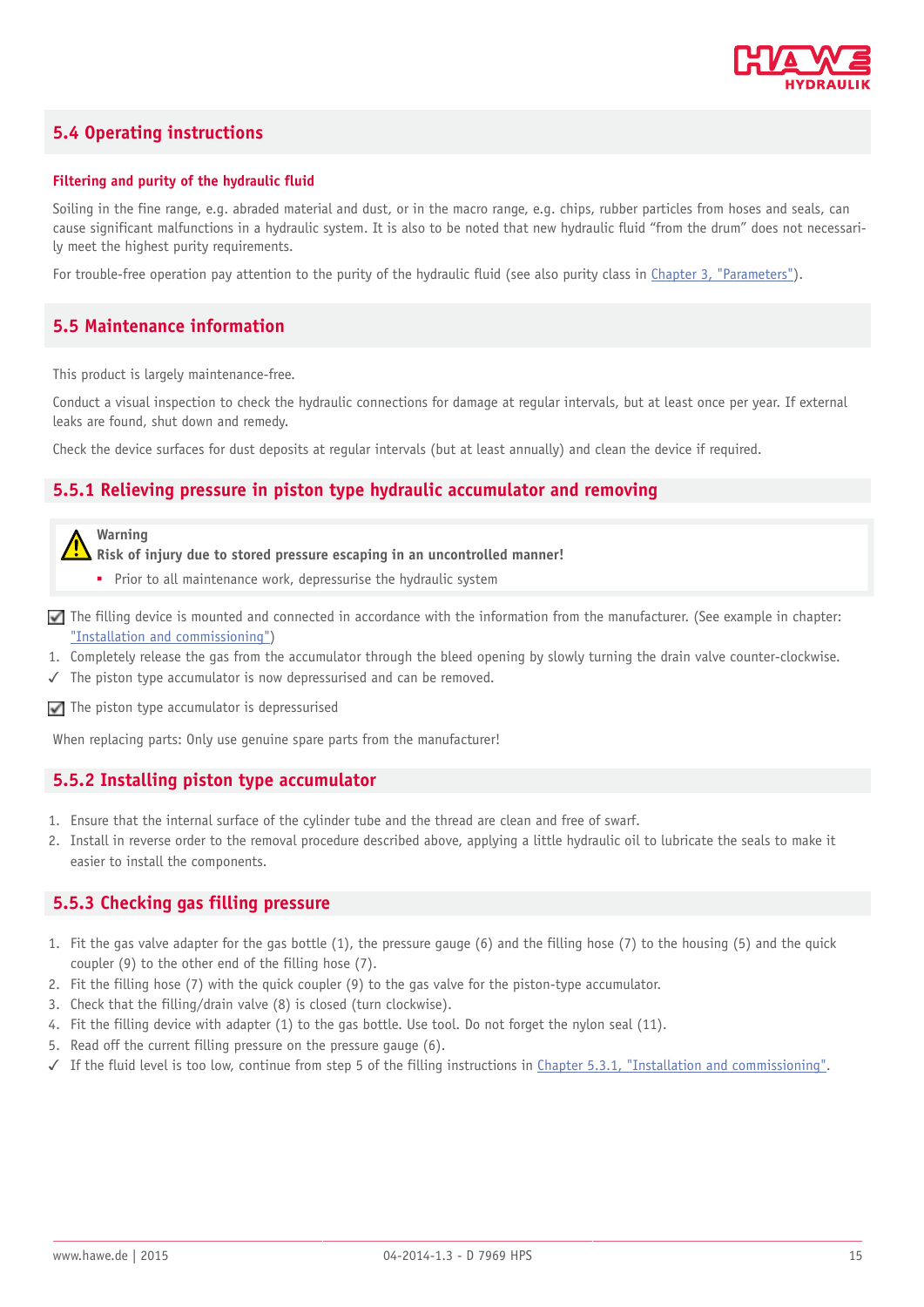## 5.4 Operating instructions

**Filtering and purity of the hydraulic fluid**

Soiling in the fine range, e.g. abraded material and dust, or in the macro range, e.g. chips, rubber particles from hoses and seals, can cause significant malfunctions in a hydraulic system. It is also to be noted that new hydraulic fluid "from the drum" does not necessarily meet the highest purity requirements.

For trouble-free operation pay attention to the purity of the hydraulic fluid (see also purity class in Chapter 3, "Parameters").

## 5.5 Maintenance information

This product is largely maintenance-free.

Conduct a visual inspection to check the hydraulic connections for damage at regular intervals, but at least once per year. If external leaks are found, shut down and remedy.

Check the device surfaces for dust deposits at regular intervals (but at least annually) and clean the device if required.

### 5.5.1 Relieving pressure in piston type hydraulic accumulator and removing

> **Warning**
> **Risk of injury due to stored pressure escaping in an uncontrolled manner!**
> - Prior to all maintenance work, depressurise the hydraulic system

☑ The filling device is mounted and connected in accordance with the information from the manufacturer. (See example in chapter: "Installation and commissioning")

1. Completely release the gas from the accumulator through the bleed opening by slowly turning the drain valve counter-clockwise.

✓ The piston type accumulator is now depressurised and can be removed.

☑ The piston type accumulator is depressurised

When replacing parts: Only use genuine spare parts from the manufacturer!

### 5.5.2 Installing piston type accumulator

1. Ensure that the internal surface of the cylinder tube and the thread are clean and free of swarf.
2. Install in reverse order to the removal procedure described above, applying a little hydraulic oil to lubricate the seals to make it easier to install the components.

### 5.5.3 Checking gas filling pressure

1. Fit the gas valve adapter for the gas bottle (1), the pressure gauge (6) and the filling hose (7) to the housing (5) and the quick coupler (9) to the other end of the filling hose (7).
2. Fit the filling hose (7) with the quick coupler (9) to the gas valve for the piston-type accumulator.
3. Check that the filling/drain valve (8) is closed (turn clockwise).
4. Fit the filling device with adapter (1) to the gas bottle. Use tool. Do not forget the nylon seal (11).
5. Read off the current filling pressure on the pressure gauge (6).

✓ If the fluid level is too low, continue from step 5 of the filling instructions in Chapter 5.3.1, "Installation and commissioning".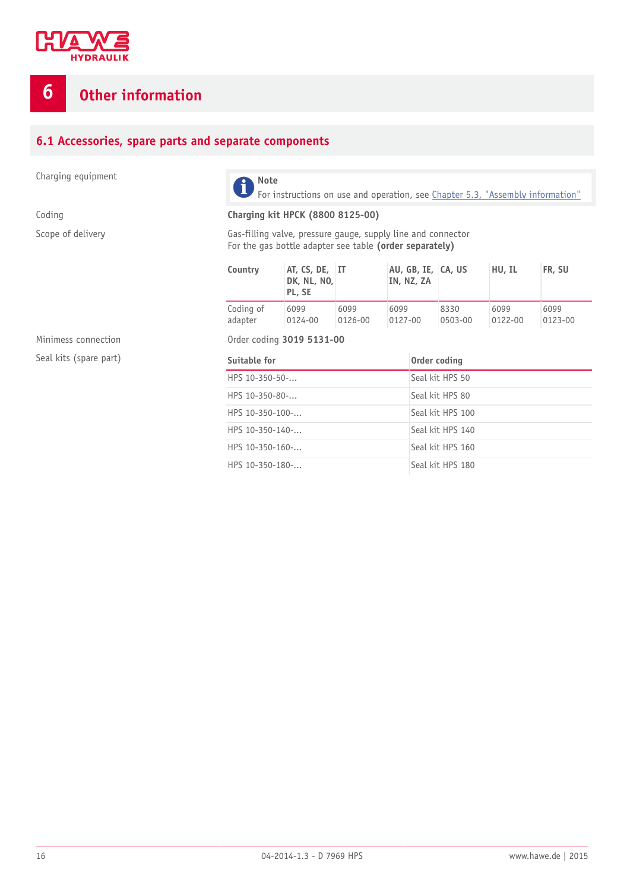# 6 Other information

## 6.1 Accessories, spare parts and separate components

Charging equipment

> **Note**
> For instructions on use and operation, see Chapter 5.3, "Assembly information"

Coding

**Charging kit HPCK (8800 8125-00)**

Scope of delivery

Gas-filling valve, pressure gauge, supply line and connector
For the gas bottle adapter see table **(order separately)**

| Country | AT, CS, DE, DK, NL, NO, PL, SE | IT | AU, GB, IE, IN, NZ, ZA | CA, US | HU, IL | FR, SU |
|---|---|---|---|---|---|---|
| Coding of adapter | 6099 0124-00 | 6099 0126-00 | 6099 0127-00 | 8330 0503-00 | 6099 0122-00 | 6099 0123-00 |

Minimess connection

Order coding **3019 5131-00**

Seal kits (spare part)

| Suitable for | Order coding |
|---|---|
| HPS 10-350-50-... | Seal kit HPS 50 |
| HPS 10-350-80-... | Seal kit HPS 80 |
| HPS 10-350-100-... | Seal kit HPS 100 |
| HPS 10-350-140-... | Seal kit HPS 140 |
| HPS 10-350-160-... | Seal kit HPS 160 |
| HPS 10-350-180-... | Seal kit HPS 180 |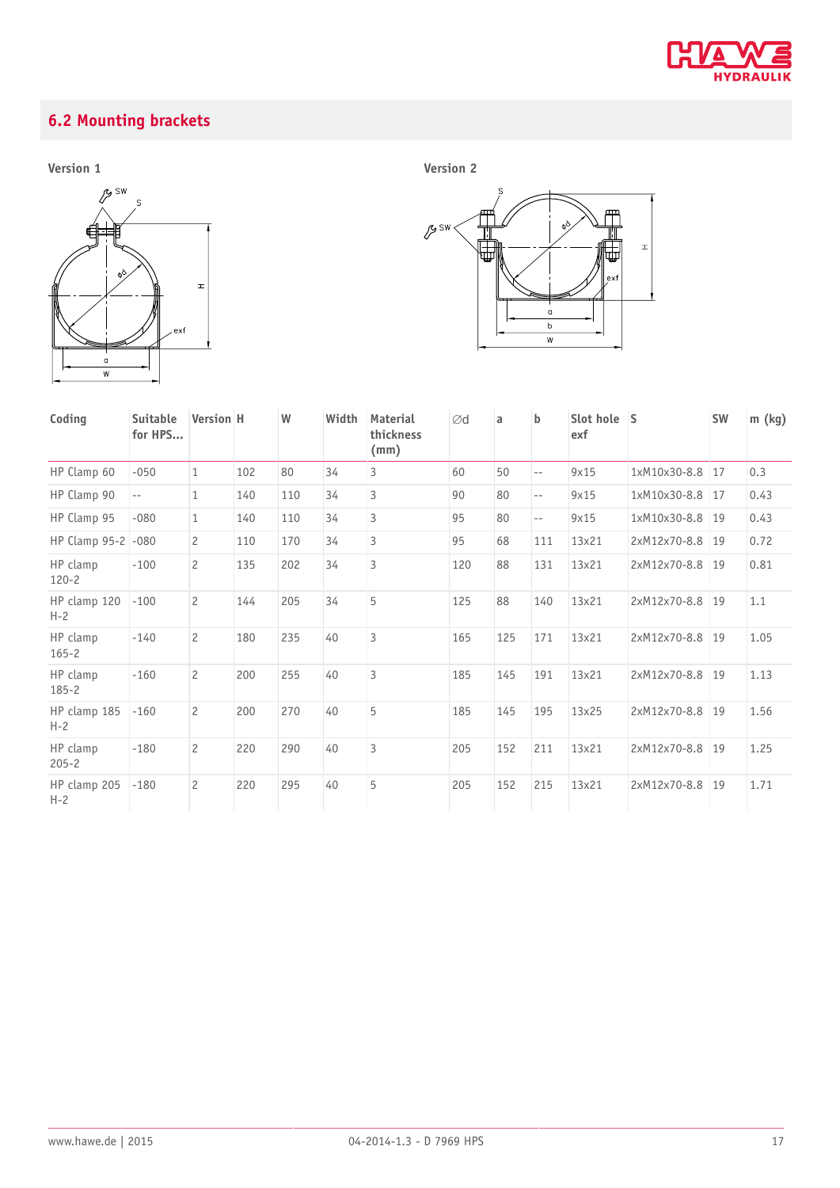## 6.2 Mounting brackets

**Version 1**

**Version 2**

| Coding | Suitable for HPS... | Version | H | W | Width | Material thickness (mm) | Ød | a | b | Slot hole exf | S | SW | m (kg) |
|---|---|---|---|---|---|---|---|---|---|---|---|---|---|
| HP Clamp 60 | -050 | 1 | 102 | 80 | 34 | 3 | 60 | 50 | -- | 9x15 | 1xM10x30-8.8 | 17 | 0.3 |
| HP Clamp 90 | -- | 1 | 140 | 110 | 34 | 3 | 90 | 80 | -- | 9x15 | 1xM10x30-8.8 | 17 | 0.43 |
| HP Clamp 95 | -080 | 1 | 140 | 110 | 34 | 3 | 95 | 80 | -- | 9x15 | 1xM10x30-8.8 | 19 | 0.43 |
| HP Clamp 95-2 | -080 | 2 | 110 | 170 | 34 | 3 | 95 | 68 | 111 | 13x21 | 2xM12x70-8.8 | 19 | 0.72 |
| HP clamp 120-2 | -100 | 2 | 135 | 202 | 34 | 3 | 120 | 88 | 131 | 13x21 | 2xM12x70-8.8 | 19 | 0.81 |
| HP clamp 120 H-2 | -100 | 2 | 144 | 205 | 34 | 5 | 125 | 88 | 140 | 13x21 | 2xM12x70-8.8 | 19 | 1.1 |
| HP clamp 165-2 | -140 | 2 | 180 | 235 | 40 | 3 | 165 | 125 | 171 | 13x21 | 2xM12x70-8.8 | 19 | 1.05 |
| HP clamp 185-2 | -160 | 2 | 200 | 255 | 40 | 3 | 185 | 145 | 191 | 13x21 | 2xM12x70-8.8 | 19 | 1.13 |
| HP clamp 185 H-2 | -160 | 2 | 200 | 270 | 40 | 5 | 185 | 145 | 195 | 13x25 | 2xM12x70-8.8 | 19 | 1.56 |
| HP clamp 205-2 | -180 | 2 | 220 | 290 | 40 | 3 | 205 | 152 | 211 | 13x21 | 2xM12x70-8.8 | 19 | 1.25 |
| HP clamp 205 H-2 | -180 | 2 | 220 | 295 | 40 | 5 | 205 | 152 | 215 | 13x21 | 2xM12x70-8.8 | 19 | 1.71 |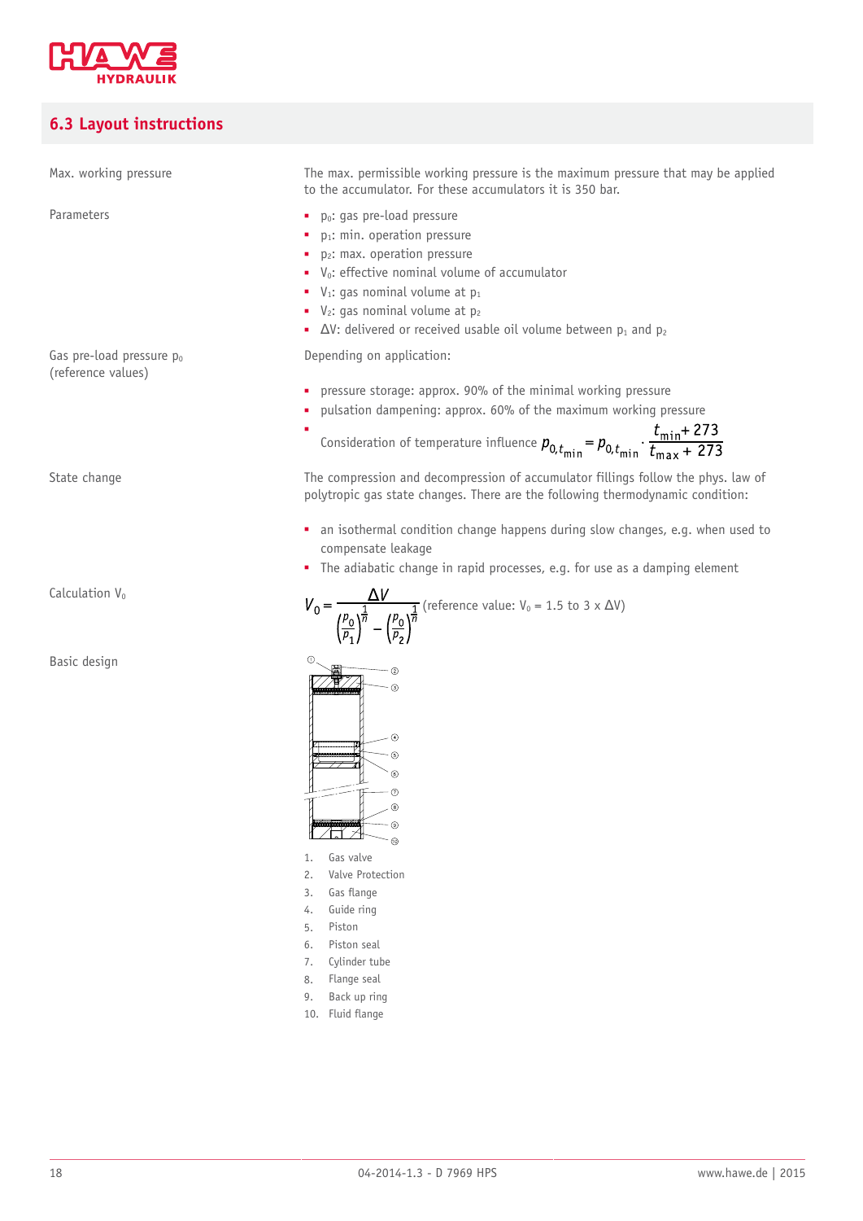## 6.3 Layout instructions

**Max. working pressure**

The max. permissible working pressure is the maximum pressure that may be applied to the accumulator. For these accumulators it is 350 bar.

**Parameters**

- $p_0$: gas pre-load pressure
- $p_1$: min. operation pressure
- $p_2$: max. operation pressure
- $V_0$: effective nominal volume of accumulator
- $V_1$: gas nominal volume at $p_1$
- $V_2$: gas nominal volume at $p_2$
- $\Delta V$: delivered or received usable oil volume between $p_1$ and $p_2$

**Gas pre-load pressure $p_0$ (reference values)**

Depending on application:

- pressure storage: approx. 90% of the minimal working pressure
- pulsation dampening: approx. 60% of the maximum working pressure
- Consideration of temperature influence $p_{0,t_{min}} = p_{0,t_{min}} \cdot \dfrac{t_{min} + 273}{t_{max} + 273}$

**State change**

The compression and decompression of accumulator fillings follow the phys. law of polytropic gas state changes. There are the following thermodynamic condition:

- an isothermal condition change happens during slow changes, e.g. when used to compensate leakage
- The adiabatic change in rapid processes, e.g. for use as a damping element

**Calculation $V_0$**

$V_0 = \dfrac{\Delta V}{\left(\frac{p_0}{p_1}\right)^{\frac{1}{n}} - \left(\frac{p_0}{p_2}\right)^{\frac{1}{n}}}$ (reference value: $V_0$ = 1.5 to 3 x $\Delta V$)

**Basic design**

1. Gas valve
2. Valve Protection
3. Gas flange
4. Guide ring
5. Piston
6. Piston seal
7. Cylinder tube
8. Flange seal
9. Back up ring
10. Fluid flange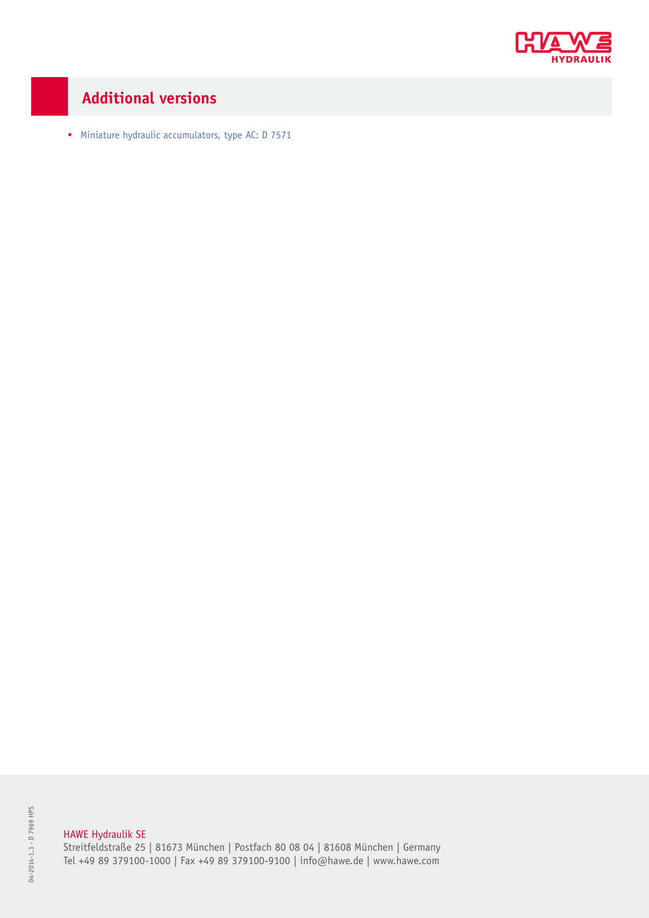## Additional versions

- Miniature hydraulic accumulators, type AC: D 7571

HAWE Hydraulik SE
Streitfeldstraße 25 | 81673 München | Postfach 80 08 04 | 81608 München | Germany
Tel +49 89 379100-1000 | Fax +49 89 379100-9100 | info@hawe.de | www.hawe.com